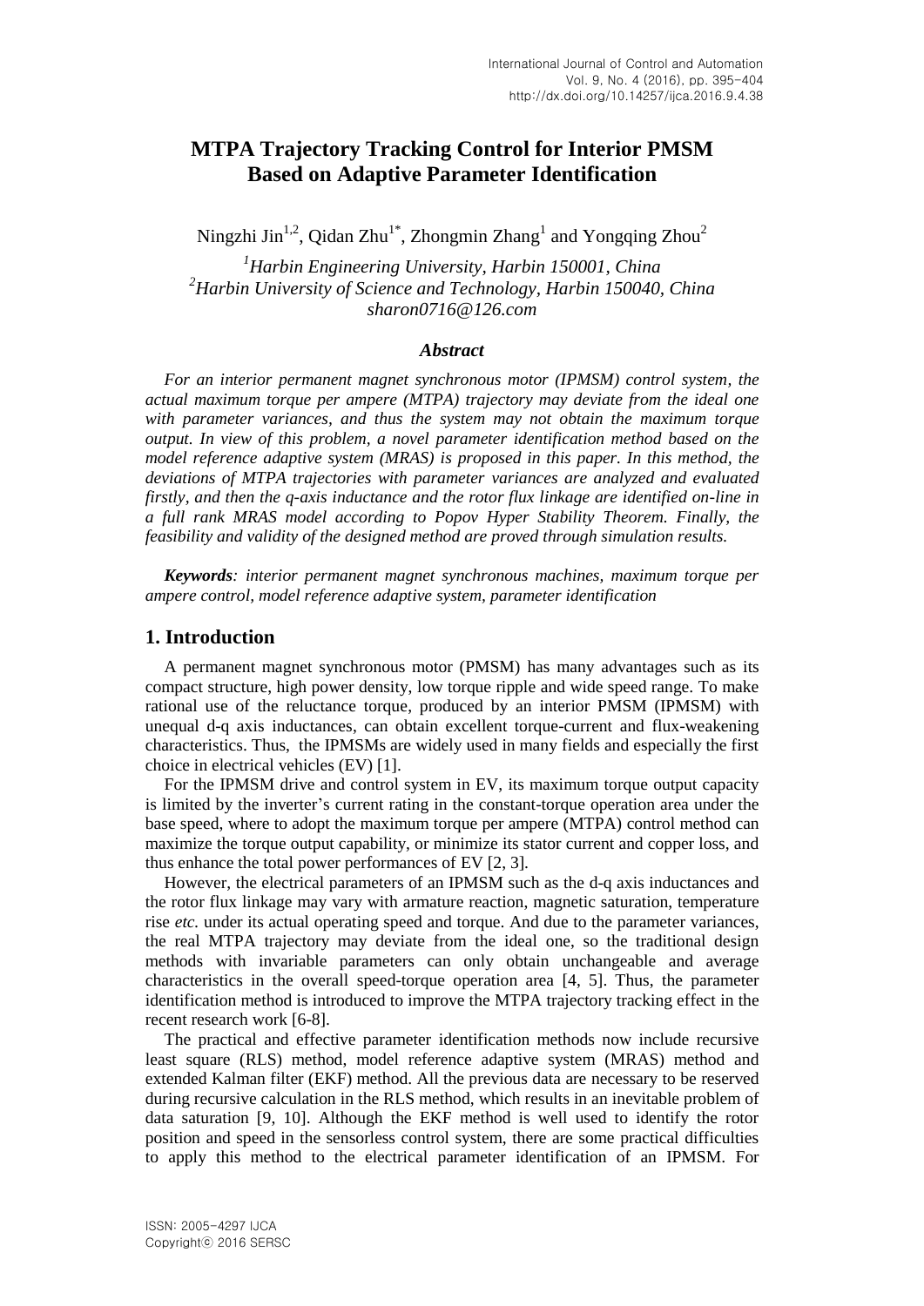# MTPA Trajectory Tracking Control for Interior PMSM Based on Adaptive Parameter Identification

Ningzhi Jin[1,2], Qidan Zhu[1*], Zhongmin Zhang[1] and Yongqing Zhou[2]

*[1]Harbin Engineering University, Harbin 150001, China*
*[2]Harbin University of Science and Technology, Harbin 150040, China*
*sharon0716@126.com*

### *Abstract*

*For an interior permanent magnet synchronous motor (IPMSM) control system, the actual maximum torque per ampere (MTPA) trajectory may deviate from the ideal one with parameter variances, and thus the system may not obtain the maximum torque output. In view of this problem, a novel parameter identification method based on the model reference adaptive system (MRAS) is proposed in this paper. In this method, the deviations of MTPA trajectories with parameter variances are analyzed and evaluated firstly, and then the q-axis inductance and the rotor flux linkage are identified on-line in a full rank MRAS model according to Popov Hyper Stability Theorem. Finally, the feasibility and validity of the designed method are proved through simulation results.*

***Keywords**: interior permanent magnet synchronous machines, maximum torque per ampere control, model reference adaptive system, parameter identification*

## 1. Introduction

A permanent magnet synchronous motor (PMSM) has many advantages such as its compact structure, high power density, low torque ripple and wide speed range. To make rational use of the reluctance torque, produced by an interior PMSM (IPMSM) with unequal d-q axis inductances, can obtain excellent torque-current and flux-weakening characteristics. Thus, the IPMSMs are widely used in many fields and especially the first choice in electrical vehicles (EV) [1].

For the IPMSM drive and control system in EV, its maximum torque output capacity is limited by the inverter's current rating in the constant-torque operation area under the base speed, where to adopt the maximum torque per ampere (MTPA) control method can maximize the torque output capability, or minimize its stator current and copper loss, and thus enhance the total power performances of EV [2, 3].

However, the electrical parameters of an IPMSM such as the d-q axis inductances and the rotor flux linkage may vary with armature reaction, magnetic saturation, temperature rise *etc.* under its actual operating speed and torque. And due to the parameter variances, the real MTPA trajectory may deviate from the ideal one, so the traditional design methods with invariable parameters can only obtain unchangeable and average characteristics in the overall speed-torque operation area [4, 5]. Thus, the parameter identification method is introduced to improve the MTPA trajectory tracking effect in the recent research work [6-8].

The practical and effective parameter identification methods now include recursive least square (RLS) method, model reference adaptive system (MRAS) method and extended Kalman filter (EKF) method. All the previous data are necessary to be reserved during recursive calculation in the RLS method, which results in an inevitable problem of data saturation [9, 10]. Although the EKF method is well used to identify the rotor position and speed in the sensorless control system, there are some practical difficulties to apply this method to the electrical parameter identification of an IPMSM. For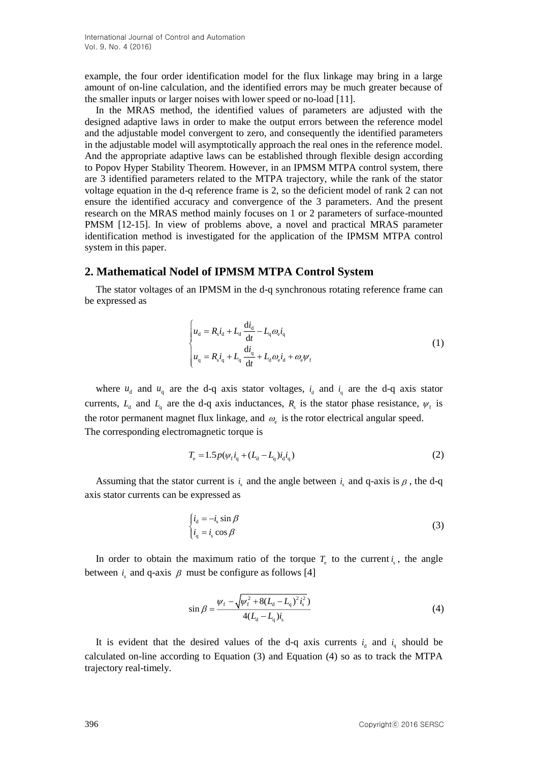example, the four order identification model for the flux linkage may bring in a large amount of on-line calculation, and the identified errors may be much greater because of the smaller inputs or larger noises with lower speed or no-load [11].

In the MRAS method, the identified values of parameters are adjusted with the designed adaptive laws in order to make the output errors between the reference model and the adjustable model convergent to zero, and consequently the identified parameters in the adjustable model will asymptotically approach the real ones in the reference model. And the appropriate adaptive laws can be established through flexible design according to Popov Hyper Stability Theorem. However, in an IPMSM MTPA control system, there are 3 identified parameters related to the MTPA trajectory, while the rank of the stator voltage equation in the d-q reference frame is 2, so the deficient model of rank 2 can not ensure the identified accuracy and convergence of the 3 parameters. And the present research on the MRAS method mainly focuses on 1 or 2 parameters of surface-mounted PMSM [12-15]. In view of problems above, a novel and practical MRAS parameter identification method is investigated for the application of the IPMSM MTPA control system in this paper.

## 2. Mathematical Nodel of IPMSM MTPA Control System

The stator voltages of an IPMSM in the d-q synchronous rotating reference frame can be expressed as

$$\begin{cases} u_{\mathrm{d}} = R_{\mathrm{s}} i_{\mathrm{d}} + L_{\mathrm{d}} \dfrac{\mathrm{d}i_{\mathrm{d}}}{\mathrm{d}t} - L_{\mathrm{q}} \omega_{\mathrm{e}} i_{\mathrm{q}} \\ u_{\mathrm{q}} = R_{\mathrm{s}} i_{\mathrm{q}} + L_{\mathrm{q}} \dfrac{\mathrm{d}i_{\mathrm{q}}}{\mathrm{d}t} + L_{\mathrm{d}} \omega_{\mathrm{e}} i_{\mathrm{d}} + \omega_{\mathrm{e}} \psi_{\mathrm{f}} \end{cases} \tag{1}$$

where $u_{\mathrm{d}}$ and $u_{\mathrm{q}}$ are the d-q axis stator voltages, $i_{\mathrm{d}}$ and $i_{\mathrm{q}}$ are the d-q axis stator currents, $L_{\mathrm{d}}$ and $L_{\mathrm{q}}$ are the d-q axis inductances, $R_{\mathrm{s}}$ is the stator phase resistance, $\psi_{\mathrm{f}}$ is the rotor permanent magnet flux linkage, and $\omega_{\mathrm{e}}$ is the rotor electrical angular speed.
The corresponding electromagnetic torque is

$$T_{\mathrm{e}} = 1.5p(\psi_{\mathrm{f}} i_{\mathrm{q}} + (L_{\mathrm{d}} - L_{\mathrm{q}}) i_{\mathrm{d}} i_{\mathrm{q}}) \tag{2}$$

Assuming that the stator current is $i_{\mathrm{s}}$ and the angle between $i_{\mathrm{s}}$ and q-axis is $\beta$, the d-q axis stator currents can be expressed as

$$\begin{cases} i_{\mathrm{d}} = -i_{\mathrm{s}} \sin\beta \\ i_{\mathrm{q}} = i_{\mathrm{s}} \cos\beta \end{cases} \tag{3}$$

In order to obtain the maximum ratio of the torque $T_{\mathrm{e}}$ to the current $i_{\mathrm{s}}$, the angle between $i_{\mathrm{s}}$ and q-axis $\beta$ must be configure as follows [4]

$$\sin\beta = \frac{\psi_{\mathrm{f}} - \sqrt{\psi_{\mathrm{f}}^2 + 8(L_{\mathrm{d}} - L_{\mathrm{q}})^2 i_{\mathrm{s}}^2)}}{4(L_{\mathrm{d}} - L_{\mathrm{q}}) i_{\mathrm{s}}} \tag{4}$$

It is evident that the desired values of the d-q axis currents $i_{\mathrm{d}}$ and $i_{\mathrm{q}}$ should be calculated on-line according to Equation (3) and Equation (4) so as to track the MTPA trajectory real-timely.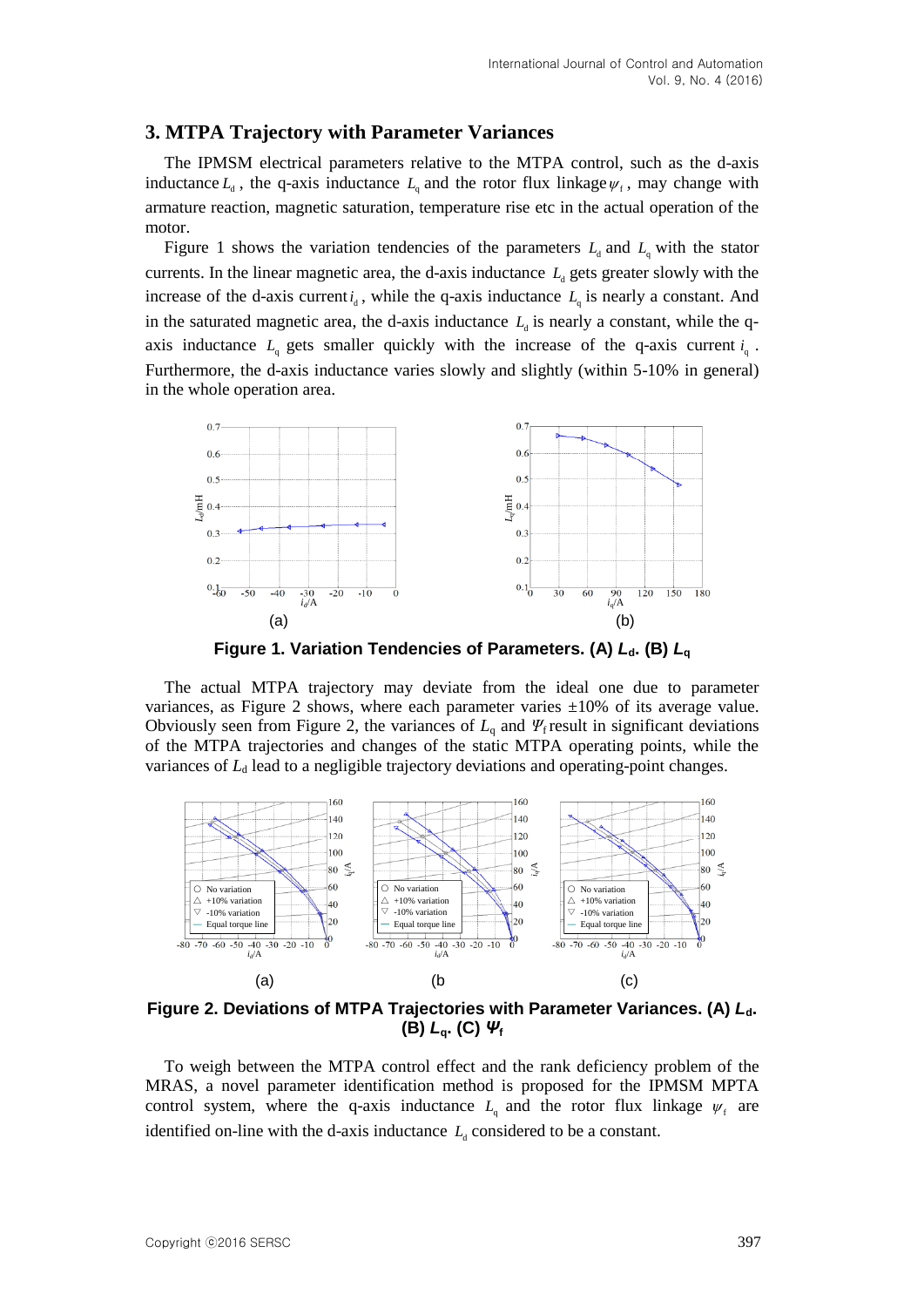## 3. MTPA Trajectory with Parameter Variances

The IPMSM electrical parameters relative to the MTPA control, such as the d-axis inductance $L_d$, the q-axis inductance $L_q$ and the rotor flux linkage $\psi_f$, may change with armature reaction, magnetic saturation, temperature rise etc in the actual operation of the motor.

Figure 1 shows the variation tendencies of the parameters $L_d$ and $L_q$ with the stator currents. In the linear magnetic area, the d-axis inductance $L_d$ gets greater slowly with the increase of the d-axis current $i_d$, while the q-axis inductance $L_q$ is nearly a constant. And in the saturated magnetic area, the d-axis inductance $L_d$ is nearly a constant, while the q-axis inductance $L_q$ gets smaller quickly with the increase of the q-axis current $i_q$. Furthermore, the d-axis inductance varies slowly and slightly (within 5-10% in general) in the whole operation area.

(a)
$L_d$/mH
0.7
0.6
0.5
0.4
0.3
0.2
0.1
-60 -50 -40 -30 -20 -10 0
$i_d$/A

(b)
$L_q$/mH
0.7
0.6
0.5
0.4
0.3
0.2
0.1
0 30 60 90 120 150 180
$i_q$/A

**Figure 1. Variation Tendencies of Parameters. (A) $L_d$. (B) $L_q$**

The actual MTPA trajectory may deviate from the ideal one due to parameter variances, as Figure 2 shows, where each parameter varies ±10% of its average value. Obviously seen from Figure 2, the variances of $L_q$ and $\Psi_f$ result in significant deviations of the MTPA trajectories and changes of the static MTPA operating points, while the variances of $L_d$ lead to a negligible trajectory deviations and operating-point changes.

(a)
○ No variation
△ +10% variation
▽ -10% variation
— Equal torque line
-80 -70 -60 -50 -40 -30 -20 -10 0
$i_d$/A
160
140
120
100
80
60
40
20
0
$i_q$/A

(b)
○ No variation
△ +10% variation
▽ -10% variation
— Equal torque line
-80 -70 -60 -50 -40 -30 -20 -10 0
$i_d$/A
160
140
120
100
80
60
40
20
0
$i_q$/A

(c)
○ No variation
△ +10% variation
▽ -10% variation
— Equal torque line
-80 -70 -60 -50 -40 -30 -20 -10 0
$i_d$/A
160
140
120
100
80
60
40
20
0
$i_q$/A

**Figure 2. Deviations of MTPA Trajectories with Parameter Variances. (A) $L_d$. (B) $L_q$. (C) $\Psi_f$**

To weigh between the MTPA control effect and the rank deficiency problem of the MRAS, a novel parameter identification method is proposed for the IPMSM MPTA control system, where the q-axis inductance $L_q$ and the rotor flux linkage $\psi_f$ are identified on-line with the d-axis inductance $L_d$ considered to be a constant.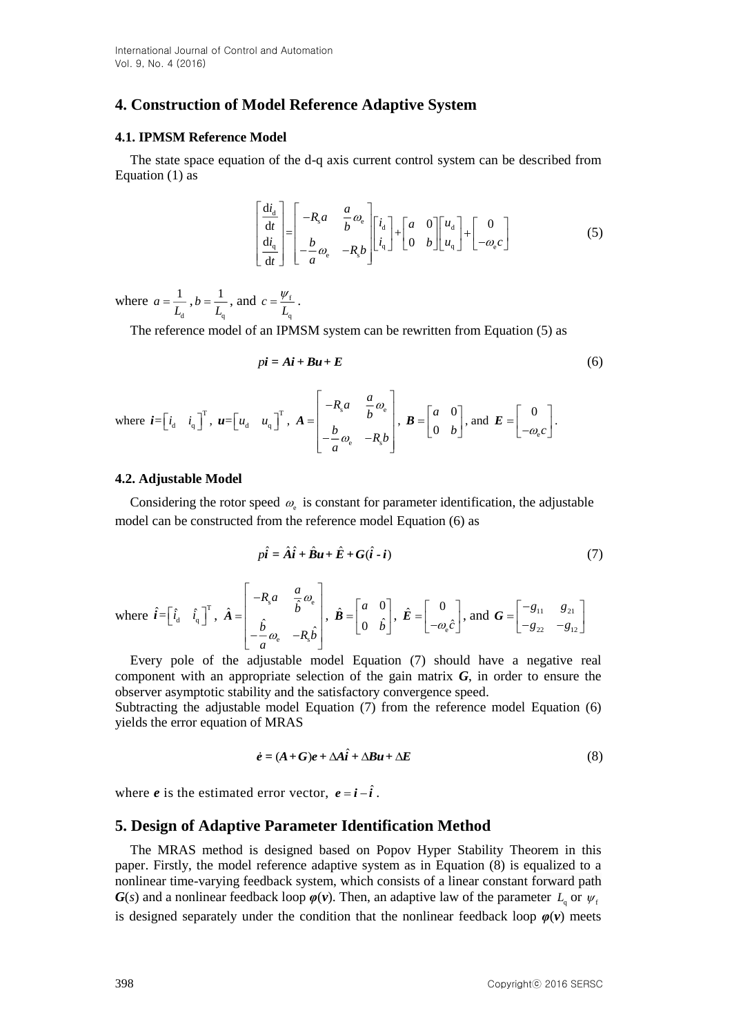## 4. Construction of Model Reference Adaptive System

### 4.1. IPMSM Reference Model

The state space equation of the d-q axis current control system can be described from Equation (1) as

$$\begin{bmatrix} \dfrac{\mathrm{d}i_{\mathrm{d}}}{\mathrm{d}t} \\ \dfrac{\mathrm{d}i_{\mathrm{q}}}{\mathrm{d}t} \end{bmatrix} = \begin{bmatrix} -R_{\mathrm{s}}a & \dfrac{a}{b}\omega_{\mathrm{e}} \\ -\dfrac{b}{a}\omega_{\mathrm{e}} & -R_{\mathrm{s}}b \end{bmatrix} \begin{bmatrix} i_{\mathrm{d}} \\ i_{\mathrm{q}} \end{bmatrix} + \begin{bmatrix} a & 0 \\ 0 & b \end{bmatrix} \begin{bmatrix} u_{\mathrm{d}} \\ u_{\mathrm{q}} \end{bmatrix} + \begin{bmatrix} 0 \\ -\omega_{\mathrm{e}}c \end{bmatrix} \tag{5}$$

where $a = \dfrac{1}{L_{\mathrm{d}}}$, $b = \dfrac{1}{L_{\mathrm{q}}}$, and $c = \dfrac{\psi_{\mathrm{f}}}{L_{\mathrm{q}}}$.

The reference model of an IPMSM system can be rewritten from Equation (5) as

$$p\boldsymbol{i} = \boldsymbol{A}\boldsymbol{i} + \boldsymbol{B}\boldsymbol{u} + \boldsymbol{E} \tag{6}$$

where $\boldsymbol{i} = \begin{bmatrix} i_{\mathrm{d}} & i_{\mathrm{q}} \end{bmatrix}^{\mathrm{T}}$, $\boldsymbol{u} = \begin{bmatrix} u_{\mathrm{d}} & u_{\mathrm{q}} \end{bmatrix}^{\mathrm{T}}$, $\boldsymbol{A} = \begin{bmatrix} -R_{\mathrm{s}}a & \dfrac{a}{b}\omega_{\mathrm{e}} \\ -\dfrac{b}{a}\omega_{\mathrm{e}} & -R_{\mathrm{s}}b \end{bmatrix}$, $\boldsymbol{B} = \begin{bmatrix} a & 0 \\ 0 & b \end{bmatrix}$, and $\boldsymbol{E} = \begin{bmatrix} 0 \\ -\omega_{\mathrm{e}}c \end{bmatrix}$.

### 4.2. Adjustable Model

Considering the rotor speed $\omega_{\mathrm{e}}$ is constant for parameter identification, the adjustable model can be constructed from the reference model Equation (6) as

$$p\hat{\boldsymbol{i}} = \hat{\boldsymbol{A}}\hat{\boldsymbol{i}} + \hat{\boldsymbol{B}}\boldsymbol{u} + \hat{\boldsymbol{E}} + \boldsymbol{G}(\hat{\boldsymbol{i}} - \boldsymbol{i}) \tag{7}$$

where $\hat{\boldsymbol{i}} = \begin{bmatrix} \hat{i}_{\mathrm{d}} & \hat{i}_{\mathrm{q}} \end{bmatrix}^{\mathrm{T}}$, $\hat{\boldsymbol{A}} = \begin{bmatrix} -R_{\mathrm{s}}a & \dfrac{a}{\hat{b}}\omega_{\mathrm{e}} \\ -\dfrac{\hat{b}}{a}\omega_{\mathrm{e}} & -R_{\mathrm{s}}\hat{b} \end{bmatrix}$, $\hat{\boldsymbol{B}} = \begin{bmatrix} a & 0 \\ 0 & \hat{b} \end{bmatrix}$, $\hat{\boldsymbol{E}} = \begin{bmatrix} 0 \\ -\omega_{\mathrm{e}}\hat{c} \end{bmatrix}$, and $\boldsymbol{G} = \begin{bmatrix} -g_{11} & g_{21} \\ -g_{22} & -g_{12} \end{bmatrix}$

Every pole of the adjustable model Equation (7) should have a negative real component with an appropriate selection of the gain matrix $\boldsymbol{G}$, in order to ensure the observer asymptotic stability and the satisfactory convergence speed.

Subtracting the adjustable model Equation (7) from the reference model Equation (6) yields the error equation of MRAS

$$\dot{\boldsymbol{e}} = (\boldsymbol{A} + \boldsymbol{G})\boldsymbol{e} + \Delta\boldsymbol{A}\hat{\boldsymbol{i}} + \Delta\boldsymbol{B}\boldsymbol{u} + \Delta\boldsymbol{E} \tag{8}$$

where $\boldsymbol{e}$ is the estimated error vector, $\boldsymbol{e} = \boldsymbol{i} - \hat{\boldsymbol{i}}$.

## 5. Design of Adaptive Parameter Identification Method

The MRAS method is designed based on Popov Hyper Stability Theorem in this paper. Firstly, the model reference adaptive system as in Equation (8) is equalized to a nonlinear time-varying feedback system, which consists of a linear constant forward path $\boldsymbol{G}(s)$ and a nonlinear feedback loop $\boldsymbol{\varphi}(\boldsymbol{v})$. Then, an adaptive law of the parameter $L_{\mathrm{q}}$ or $\psi_{\mathrm{f}}$ is designed separately under the condition that the nonlinear feedback loop $\boldsymbol{\varphi}(\boldsymbol{v})$ meets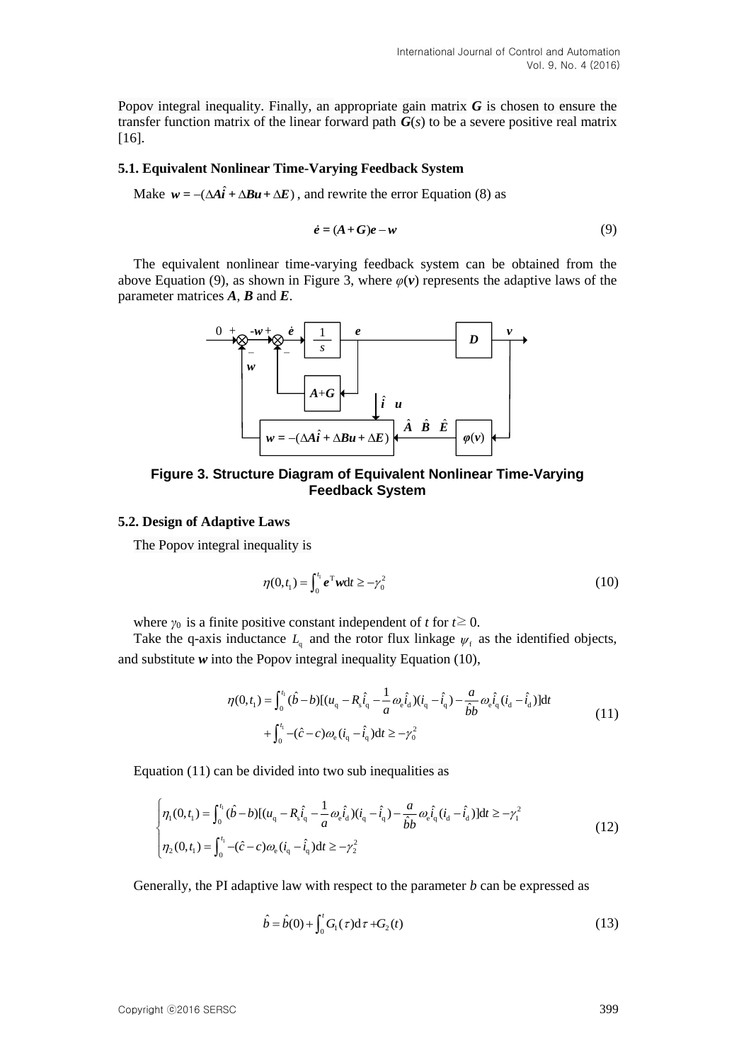Popov integral inequality. Finally, an appropriate gain matrix $\boldsymbol{G}$ is chosen to ensure the transfer function matrix of the linear forward path $\boldsymbol{G}(s)$ to be a severe positive real matrix [16].

### 5.1. Equivalent Nonlinear Time-Varying Feedback System

Make $\boldsymbol{w} = -(\Delta \boldsymbol{A}\hat{\boldsymbol{i}} + \Delta \boldsymbol{B}\boldsymbol{u} + \Delta \boldsymbol{E})$, and rewrite the error Equation (8) as

$$\dot{\boldsymbol{e}} = (\boldsymbol{A} + \boldsymbol{G})\boldsymbol{e} - \boldsymbol{w} \tag{9}$$

The equivalent nonlinear time-varying feedback system can be obtained from the above Equation (9), as shown in Figure 3, where $\varphi(\boldsymbol{v})$ represents the adaptive laws of the parameter matrices $\boldsymbol{A}$, $\boldsymbol{B}$ and $\boldsymbol{E}$.

0 + -w + $\dot{\boldsymbol{e}}$ $\frac{1}{s}$ $\boldsymbol{e}$ $\boldsymbol{D}$ $\boldsymbol{v}$
− − $\boldsymbol{w}$
$\boldsymbol{A}+\boldsymbol{G}$
$\hat{\boldsymbol{i}}$ $\boldsymbol{u}$
$\hat{\boldsymbol{A}}$ $\hat{\boldsymbol{B}}$ $\hat{\boldsymbol{E}}$
$\boldsymbol{w} = -(\Delta \boldsymbol{A}\hat{\boldsymbol{i}} + \Delta \boldsymbol{B}\boldsymbol{u} + \Delta \boldsymbol{E})$ $\varphi(\boldsymbol{v})$

**Figure 3. Structure Diagram of Equivalent Nonlinear Time-Varying Feedback System**

### 5.2. Design of Adaptive Laws

The Popov integral inequality is

$$\eta(0, t_1) = \int_0^{t_1} \boldsymbol{e}^{\mathrm{T}} \boldsymbol{w} \mathrm{d}t \geq -\gamma_0^2 \tag{10}$$

where $\gamma_0$ is a finite positive constant independent of $t$ for $t \geq 0$.

Take the q-axis inductance $L_{\mathrm{q}}$ and the rotor flux linkage $\psi_{\mathrm{f}}$ as the identified objects, and substitute $\boldsymbol{w}$ into the Popov integral inequality Equation (10),

$$\begin{aligned}\eta(0, t_1) = &\int_0^{t_1} (\hat{b} - b)[(u_{\mathrm{q}} - R_{\mathrm{s}}\hat{i}_{\mathrm{q}} - \frac{1}{a}\omega_{\mathrm{e}}\hat{i}_{\mathrm{d}})(i_{\mathrm{q}} - \hat{i}_{\mathrm{q}}) - \frac{a}{\hat{b}b}\omega_{\mathrm{e}}\hat{i}_{\mathrm{q}}(i_{\mathrm{d}} - \hat{i}_{\mathrm{d}})]\mathrm{d}t \\ &+ \int_0^{t_1} -(\hat{c} - c)\omega_{\mathrm{e}}(i_{\mathrm{q}} - \hat{i}_{\mathrm{q}})\mathrm{d}t \geq -\gamma_0^2\end{aligned} \tag{11}$$

Equation (11) can be divided into two sub inequalities as

$$\begin{cases}\eta_1(0, t_1) = \int_0^{t_1} (\hat{b} - b)[(u_{\mathrm{q}} - R_{\mathrm{s}}\hat{i}_{\mathrm{q}} - \frac{1}{a}\omega_{\mathrm{e}}\hat{i}_{\mathrm{d}})(i_{\mathrm{q}} - \hat{i}_{\mathrm{q}}) - \frac{a}{\hat{b}b}\omega_{\mathrm{e}}\hat{i}_{\mathrm{q}}(i_{\mathrm{d}} - \hat{i}_{\mathrm{d}})]\mathrm{d}t \geq -\gamma_1^2 \\ \eta_2(0, t_1) = \int_0^{t_1} -(\hat{c} - c)\omega_{\mathrm{e}}(i_{\mathrm{q}} - \hat{i}_{\mathrm{q}})\mathrm{d}t \geq -\gamma_2^2\end{cases} \tag{12}$$

Generally, the PI adaptive law with respect to the parameter $b$ can be expressed as

$$\hat{b} = \hat{b}(0) + \int_0^t G_1(\tau)\mathrm{d}\tau + G_2(t) \tag{13}$$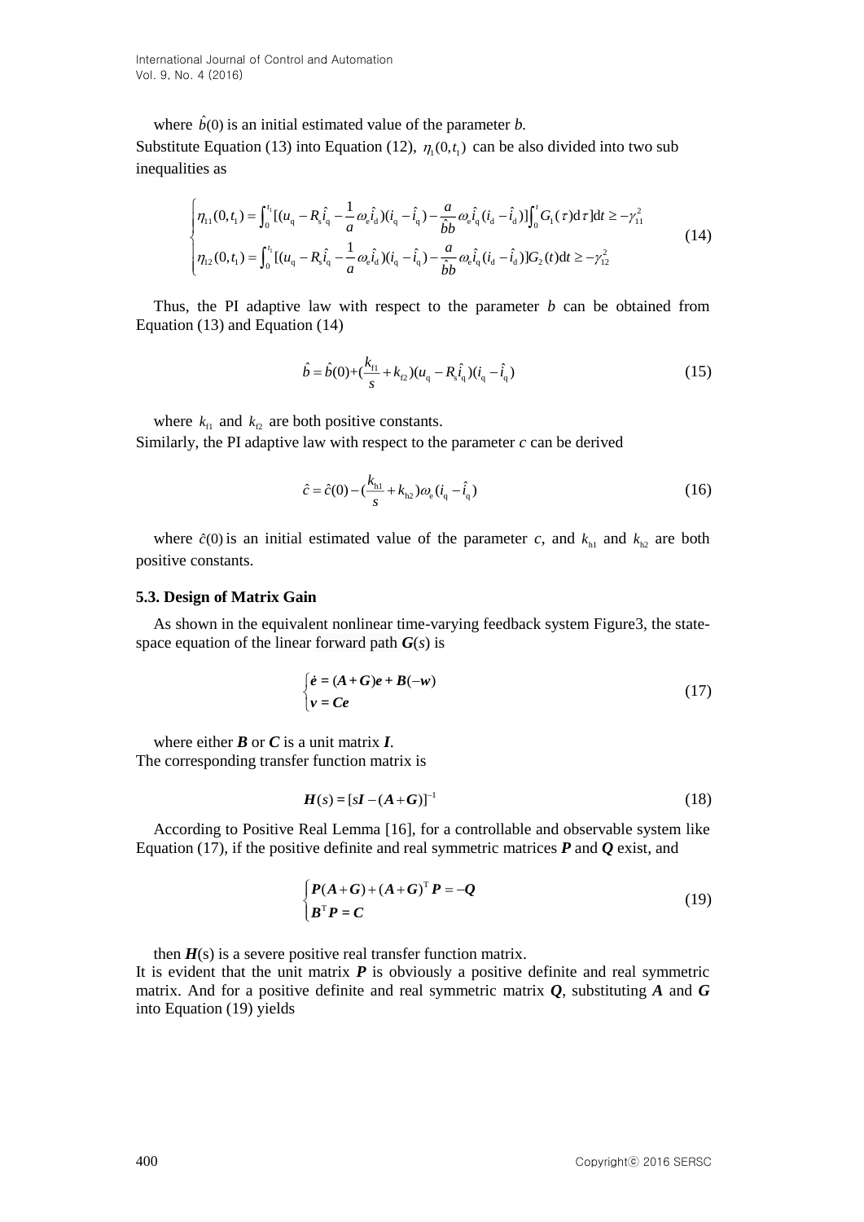where $\hat{b}(0)$ is an initial estimated value of the parameter *b*.

Substitute Equation (13) into Equation (12), $\eta_1(0,t_1)$ can be also divided into two sub inequalities as

$$\begin{cases} \eta_{11}(0,t_1) = \int_0^{t_1}[(u_q - R_s\hat{i}_q - \frac{1}{a}\omega_e\hat{i}_d)(i_q - \hat{i}_q) - \frac{a}{\hat{b}b}\omega_e\hat{i}_q(i_d - \hat{i}_d)]\int_0^t G_1(\tau)\mathrm{d}\tau]\mathrm{d}t \geq -\gamma_{11}^2 \\ \eta_{12}(0,t_1) = \int_0^{t_1}[(u_q - R_s\hat{i}_q - \frac{1}{a}\omega_e\hat{i}_d)(i_q - \hat{i}_q) - \frac{a}{\hat{b}b}\omega_e\hat{i}_q(i_d - \hat{i}_d)]G_2(t)\mathrm{d}t \geq -\gamma_{12}^2 \end{cases} \tag{14}$$

Thus, the PI adaptive law with respect to the parameter *b* can be obtained from Equation (13) and Equation (14)

$$\hat{b} = \hat{b}(0) + (\frac{k_{f1}}{s} + k_{f2})(u_q - R_s\hat{i}_q)(i_q - \hat{i}_q) \tag{15}$$

where $k_{f1}$ and $k_{f2}$ are both positive constants.

Similarly, the PI adaptive law with respect to the parameter *c* can be derived

$$\hat{c} = \hat{c}(0) - (\frac{k_{h1}}{s} + k_{h2})\omega_e(i_q - \hat{i}_q) \tag{16}$$

where $\hat{c}(0)$ is an initial estimated value of the parameter *c*, and $k_{h1}$ and $k_{h2}$ are both positive constants.

### 5.3. Design of Matrix Gain

As shown in the equivalent nonlinear time-varying feedback system Figure3, the state-space equation of the linear forward path $\boldsymbol{G}(s)$ is

$$\begin{cases} \dot{\boldsymbol{e}} = (\boldsymbol{A} + \boldsymbol{G})\boldsymbol{e} + \boldsymbol{B}(-\boldsymbol{w}) \\ \boldsymbol{v} = \boldsymbol{C}\boldsymbol{e} \end{cases} \tag{17}$$

where either $\boldsymbol{B}$ or $\boldsymbol{C}$ is a unit matrix $\boldsymbol{I}$.

The corresponding transfer function matrix is

$$\boldsymbol{H}(s) = [s\boldsymbol{I} - (\boldsymbol{A} + \boldsymbol{G})]^{-1} \tag{18}$$

According to Positive Real Lemma [16], for a controllable and observable system like Equation (17), if the positive definite and real symmetric matrices $\boldsymbol{P}$ and $\boldsymbol{Q}$ exist, and

$$\begin{cases} \boldsymbol{P}(\boldsymbol{A} + \boldsymbol{G}) + (\boldsymbol{A} + \boldsymbol{G})^{\mathrm{T}}\boldsymbol{P} = -\boldsymbol{Q} \\ \boldsymbol{B}^{\mathrm{T}}\boldsymbol{P} = \boldsymbol{C} \end{cases} \tag{19}$$

then $\boldsymbol{H}(s)$ is a severe positive real transfer function matrix.

It is evident that the unit matrix $\boldsymbol{P}$ is obviously a positive definite and real symmetric matrix. And for a positive definite and real symmetric matrix $\boldsymbol{Q}$, substituting $\boldsymbol{A}$ and $\boldsymbol{G}$ into Equation (19) yields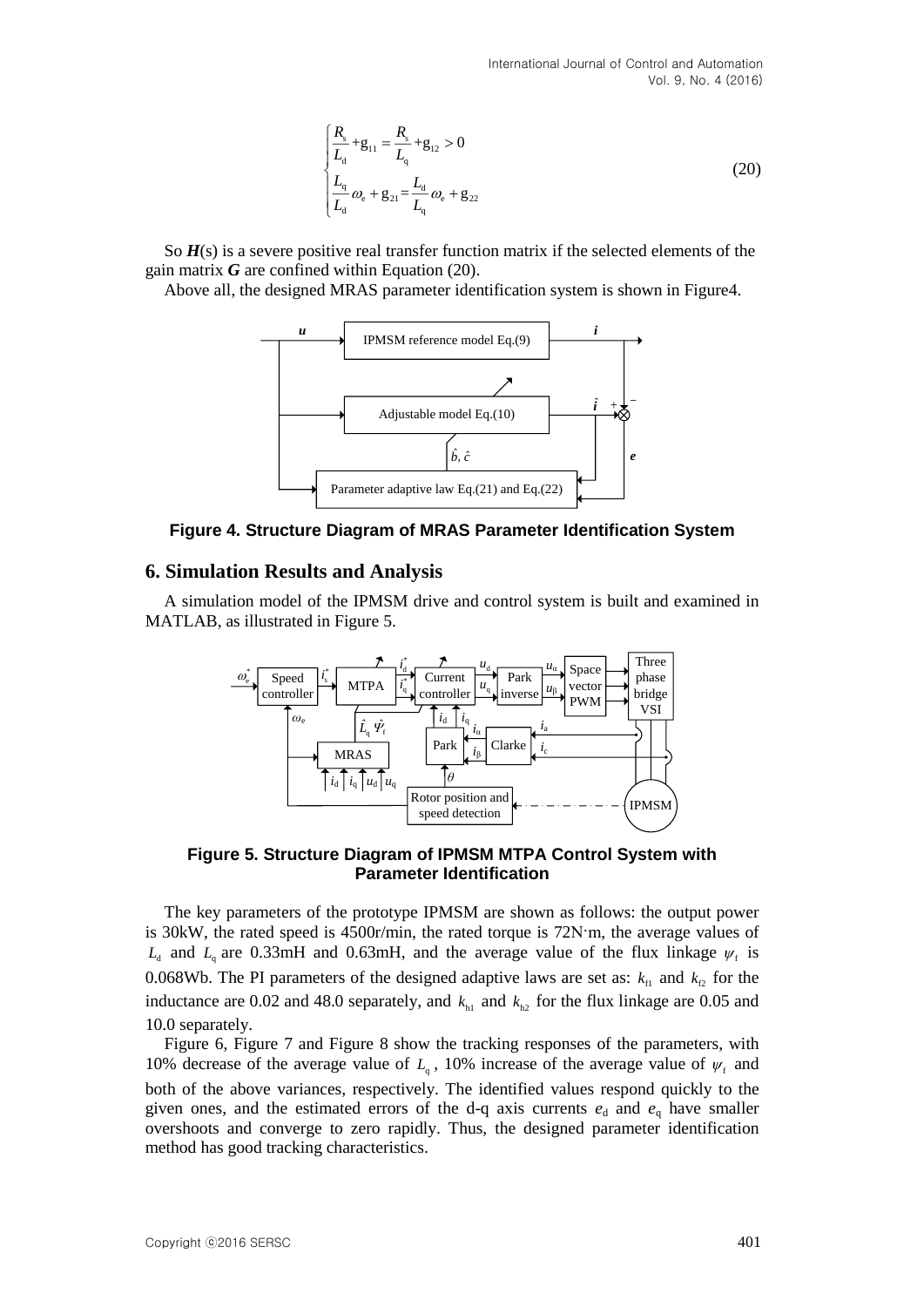$$
\begin{cases}
\frac{R_s}{L_d} + g_{11} = \frac{R_s}{L_q} + g_{12} > 0 \\
\frac{L_q}{L_d}\omega_e + g_{21} = \frac{L_d}{L_q}\omega_e + g_{22}
\end{cases}
\tag{20}
$$

So $\boldsymbol{H}(s)$ is a severe positive real transfer function matrix if the selected elements of the gain matrix $\boldsymbol{G}$ are confined within Equation (20).

Above all, the designed MRAS parameter identification system is shown in Figure4.

u
IPMSM reference model Eq.(9)
i
Adjustable model Eq.(10)
$\hat{i}$
+
−
$\hat{b}, \hat{c}$
e
Parameter adaptive law Eq.(21) and Eq.(22)

**Figure 4. Structure Diagram of MRAS Parameter Identification System**

## 6. Simulation Results and Analysis

A simulation model of the IPMSM drive and control system is built and examined in MATLAB, as illustrated in Figure 5.

$\omega_e^*$
Speed controller
$i_s^*$
MTPA
$i_d^*$
$i_q^*$
Current controller
$u_d$
$u_q$
Park inverse
$u_\alpha$
$u_\beta$
Space vector PWM
Three phase bridge VSI
$\omega_e$
$\hat{L}_q$ $\hat{\Psi}_f$
$i_d$ $i_q$
$i_\alpha$
$i_\beta$
Park
Clarke
$i_a$
$i_c$
MRAS
$i_d$ $i_q$ $u_d$ $u_q$
$\theta$
Rotor position and speed detection
IPMSM

**Figure 5. Structure Diagram of IPMSM MTPA Control System with Parameter Identification**

The key parameters of the prototype IPMSM are shown as follows: the output power is 30kW, the rated speed is 4500r/min, the rated torque is 72N·m, the average values of $L_d$ and $L_q$ are 0.33mH and 0.63mH, and the average value of the flux linkage $\psi_f$ is 0.068Wb. The PI parameters of the designed adaptive laws are set as: $k_{f1}$ and $k_{f2}$ for the inductance are 0.02 and 48.0 separately, and $k_{h1}$ and $k_{h2}$ for the flux linkage are 0.05 and 10.0 separately.

Figure 6, Figure 7 and Figure 8 show the tracking responses of the parameters, with 10% decrease of the average value of $L_q$, 10% increase of the average value of $\psi_f$ and both of the above variances, respectively. The identified values respond quickly to the given ones, and the estimated errors of the d-q axis currents $e_d$ and $e_q$ have smaller overshoots and converge to zero rapidly. Thus, the designed parameter identification method has good tracking characteristics.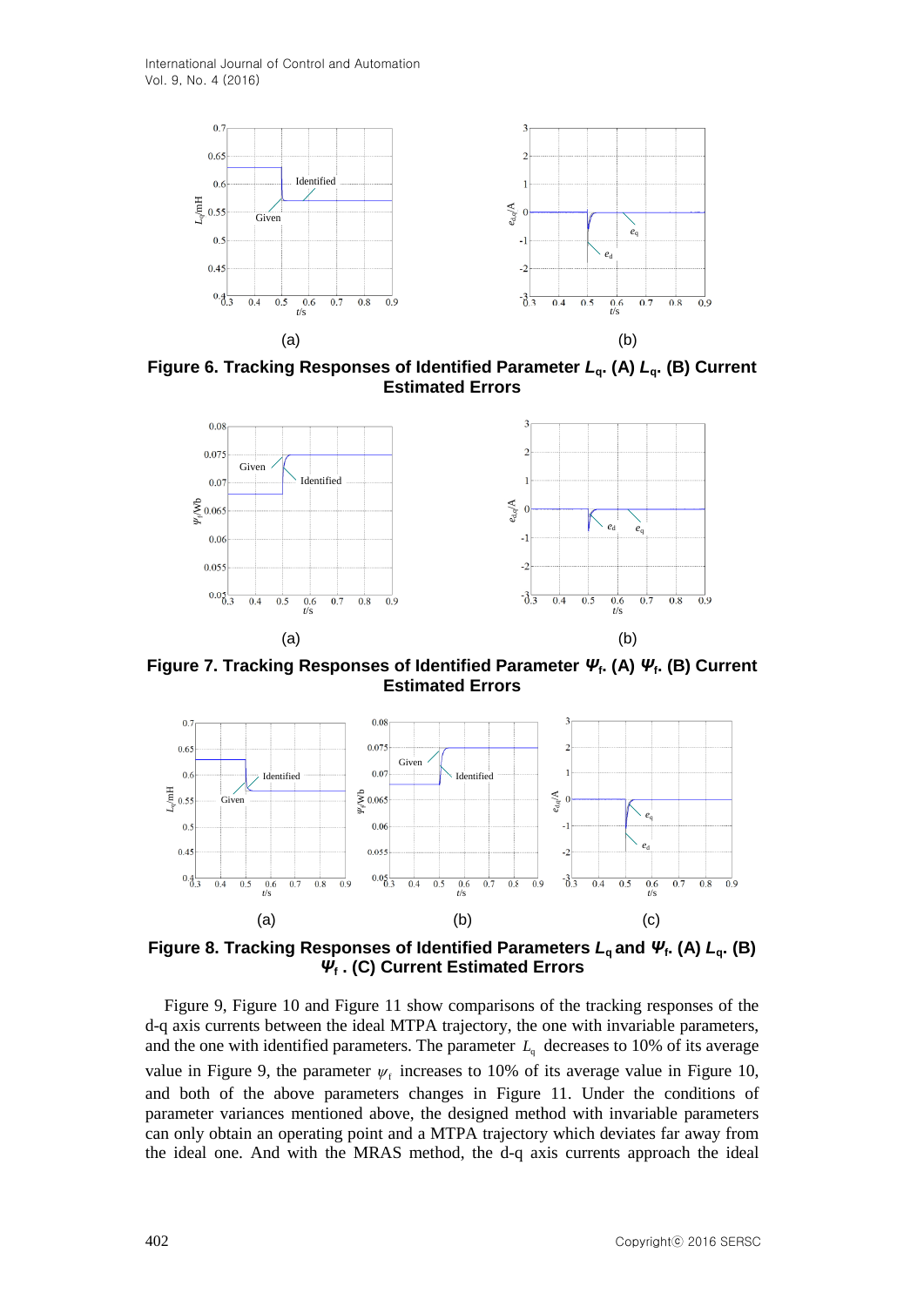0.7
0.65
0.6
0.55
0.5
0.45
0.4
$L_q$/mH
0.3 0.4 0.5 0.6 0.7 0.8 0.9
t/s
Identified
Given

3
2
1
0
-1
-2
-3
$e_{d,q}$/A
0.3 0.4 0.5 0.6 0.7 0.8 0.9
t/s
$e_q$
$e_d$

(a) (b)

**Figure 6. Tracking Responses of Identified Parameter $L_q$. (A) $L_q$. (B) Current Estimated Errors**

0.08
0.075
0.07
0.065
0.06
0.055
0.05
$\Psi_f$/Wb
0.3 0.4 0.5 0.6 0.7 0.8 0.9
t/s
Given
Identified

3
2
1
0
-1
-2
-3
$e_{d,q}$/A
0.3 0.4 0.5 0.6 0.7 0.8 0.9
t/s
$e_d$
$e_q$

(a) (b)

**Figure 7. Tracking Responses of Identified Parameter $\Psi_f$. (A) $\Psi_f$. (B) Current Estimated Errors**

0.7
0.65
0.6
0.55
0.5
0.45
0.4
$L_q$/mH
0.3 0.4 0.5 0.6 0.7 0.8 0.9
t/s
Identified
Given

0.08
0.075
0.07
0.065
0.06
0.055
0.05
$\Psi_f$/Wb
0.3 0.4 0.5 0.6 0.7 0.8 0.9
t/s
Given
Identified

3
2
1
0
-1
-2
-3
$e_{d,q}$/A
0.3 0.4 0.5 0.6 0.7 0.8 0.9
t/s
$e_q$
$e_d$

(a) (b) (c)

**Figure 8. Tracking Responses of Identified Parameters $L_q$ and $\Psi_f$. (A) $L_q$. (B) $\Psi_f$ . (C) Current Estimated Errors**

Figure 9, Figure 10 and Figure 11 show comparisons of the tracking responses of the d-q axis currents between the ideal MTPA trajectory, the one with invariable parameters, and the one with identified parameters. The parameter $L_q$ decreases to 10% of its average value in Figure 9, the parameter $\psi_f$ increases to 10% of its average value in Figure 10, and both of the above parameters changes in Figure 11. Under the conditions of parameter variances mentioned above, the designed method with invariable parameters can only obtain an operating point and a MTPA trajectory which deviates far away from the ideal one. And with the MRAS method, the d-q axis currents approach the ideal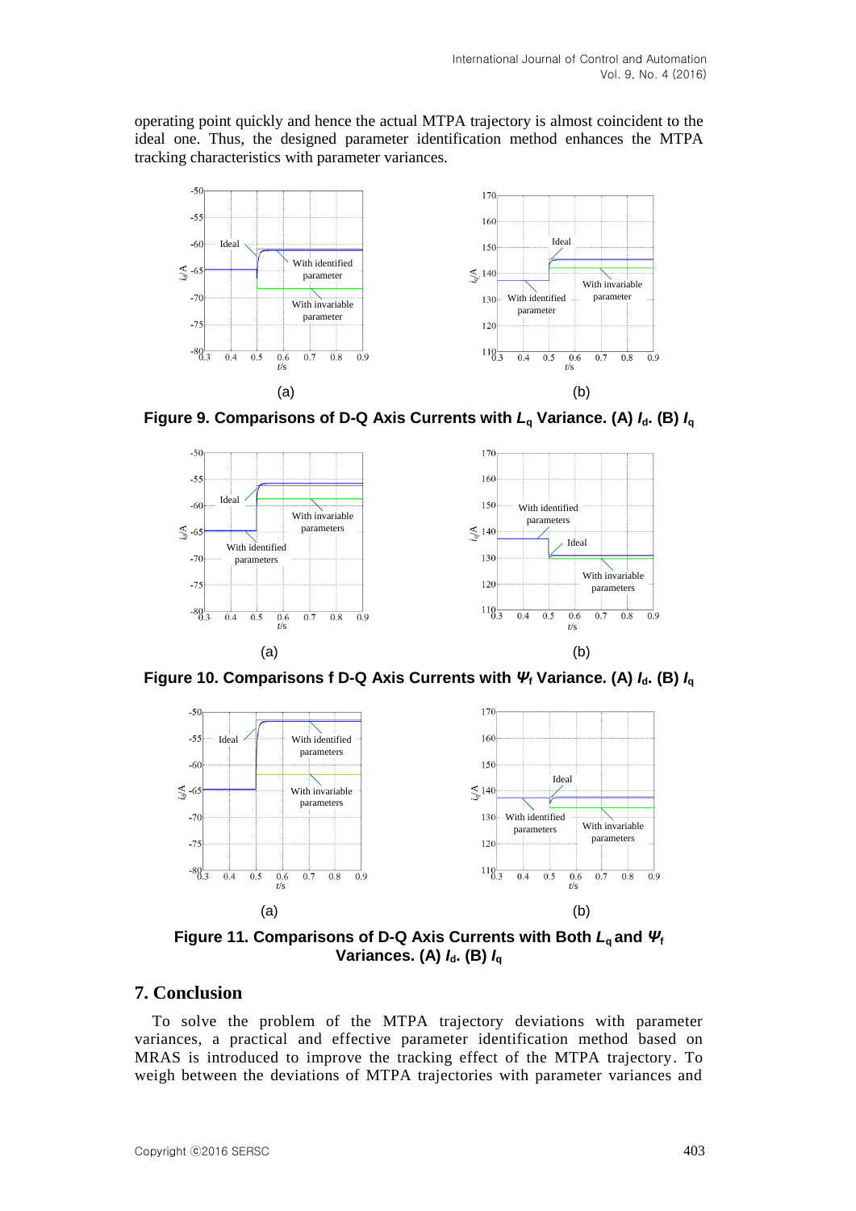operating point quickly and hence the actual MTPA trajectory is almost coincident to the ideal one. Thus, the designed parameter identification method enhances the MTPA tracking characteristics with parameter variances.

-50
-55
-60
-65
-70
-75
-80
0.3 0.4 0.5 0.6 0.7 0.8 0.9
$t$/s
$i_d$/A
Ideal
With identified parameter
With invariable parameter

(a)

170
160
150
140
130
120
110
0.3 0.4 0.5 0.6 0.7 0.8 0.9
$t$/s
$i_q$/A
Ideal
With identified parameter
With invariable parameter

(b)

**Figure 9. Comparisons of D-Q Axis Currents with $L_q$ Variance. (A) $I_d$. (B) $I_q$**

-50
-55
-60
-65
-70
-75
-80
0.3 0.4 0.5 0.6 0.7 0.8 0.9
$t$/s
$i_d$/A
Ideal
With invariable parameters
With identified parameters

(a)

170
160
150
140
130
120
110
0.3 0.4 0.5 0.6 0.7 0.8 0.9
$t$/s
$i_q$/A
With identified parameters
Ideal
With invariable parameters

(b)

**Figure 10. Comparisons f D-Q Axis Currents with $\Psi_f$ Variance. (A) $I_d$. (B) $I_q$**

-50
-55
-60
-65
-70
-75
-80
0.3 0.4 0.5 0.6 0.7 0.8 0.9
$t$/s
$i_d$/A
Ideal
With identified parameters
With invariable parameters

(a)

170
160
150
140
130
120
110
0.3 0.4 0.5 0.6 0.7 0.8 0.9
$t$/s
$i_q$/A
Ideal
With identified parameters
With invariable parameters

(b)

**Figure 11. Comparisons of D-Q Axis Currents with Both $L_q$ and $\Psi_f$ Variances. (A) $I_d$. (B) $I_q$**

## 7. Conclusion

To solve the problem of the MTPA trajectory deviations with parameter variances, a practical and effective parameter identification method based on MRAS is introduced to improve the tracking effect of the MTPA trajectory. To weigh between the deviations of MTPA trajectories with parameter variances and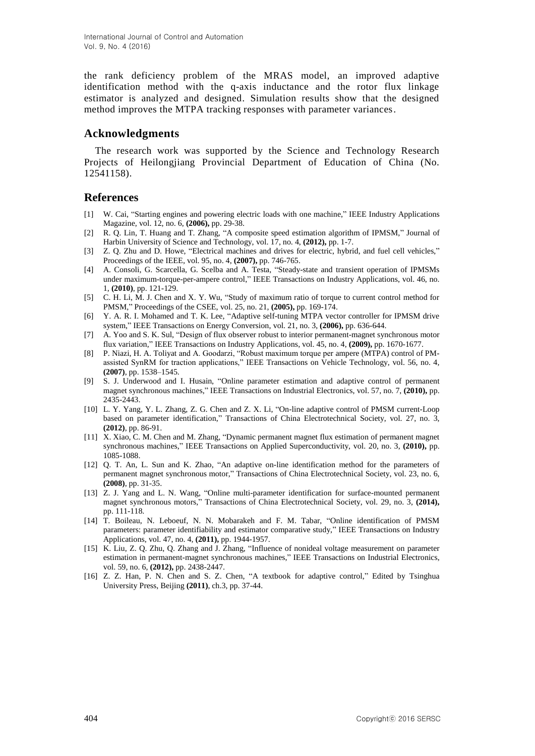the rank deficiency problem of the MRAS model, an improved adaptive identification method with the q-axis inductance and the rotor flux linkage estimator is analyzed and designed. Simulation results show that the designed method improves the MTPA tracking responses with parameter variances.

## Acknowledgments

The research work was supported by the Science and Technology Research Projects of Heilongjiang Provincial Department of Education of China (No. 12541158).

## References

[1] W. Cai, "Starting engines and powering electric loads with one machine," IEEE Industry Applications Magazine, vol. 12, no. 6, **(2006),** pp. 29-38.

[2] R. Q. Lin, T. Huang and T. Zhang, "A composite speed estimation algorithm of IPMSM," Journal of Harbin University of Science and Technology, vol. 17, no. 4, **(2012),** pp. 1-7.

[3] Z. Q. Zhu and D. Howe, "Electrical machines and drives for electric, hybrid, and fuel cell vehicles," Proceedings of the IEEE, vol. 95, no. 4, **(2007),** pp. 746-765.

[4] A. Consoli, G. Scarcella, G. Scelba and A. Testa, "Steady-state and transient operation of IPMSMs under maximum-torque-per-ampere control," IEEE Transactions on Industry Applications, vol. 46, no. 1, **(2010)**, pp. 121-129.

[5] C. H. Li, M. J. Chen and X. Y. Wu, "Study of maximum ratio of torque to current control method for PMSM," Proceedings of the CSEE, vol. 25, no. 21, **(2005),** pp. 169-174.

[6] Y. A. R. I. Mohamed and T. K. Lee, "Adaptive self-tuning MTPA vector controller for IPMSM drive system," IEEE Transactions on Energy Conversion, vol. 21, no. 3, **(2006),** pp. 636-644.

[7] A. Yoo and S. K. Sul, "Design of flux observer robust to interior permanent-magnet synchronous motor flux variation," IEEE Transactions on Industry Applications, vol. 45, no. 4, **(2009),** pp. 1670-1677.

[8] P. Niazi, H. A. Toliyat and A. Goodarzi, "Robust maximum torque per ampere (MTPA) control of PM-assisted SynRM for traction applications," IEEE Transactions on Vehicle Technology, vol. 56, no. 4, **(2007)**, pp. 1538–1545.

[9] S. J. Underwood and I. Husain, "Online parameter estimation and adaptive control of permanent magnet synchronous machines," IEEE Transactions on Industrial Electronics, vol. 57, no. 7, **(2010),** pp. 2435-2443.

[10] L. Y. Yang, Y. L. Zhang, Z. G. Chen and Z. X. Li, "On-line adaptive control of PMSM current-Loop based on parameter identification," Transactions of China Electrotechnical Society, vol. 27, no. 3, **(2012)**, pp. 86-91.

[11] X. Xiao, C. M. Chen and M. Zhang, "Dynamic permanent magnet flux estimation of permanent magnet synchronous machines," IEEE Transactions on Applied Superconductivity, vol. 20, no. 3, **(2010),** pp. 1085-1088.

[12] Q. T. An, L. Sun and K. Zhao, "An adaptive on-line identification method for the parameters of permanent magnet synchronous motor," Transactions of China Electrotechnical Society, vol. 23, no. 6, **(2008)**, pp. 31-35.

[13] Z. J. Yang and L. N. Wang, "Online multi-parameter identification for surface-mounted permanent magnet synchronous motors," Transactions of China Electrotechnical Society, vol. 29, no. 3, **(2014),** pp. 111-118.

[14] T. Boileau, N. Leboeuf, N. N. Mobarakeh and F. M. Tabar, "Online identification of PMSM parameters: parameter identifiability and estimator comparative study," IEEE Transactions on Industry Applications, vol. 47, no. 4, **(2011),** pp. 1944-1957.

[15] K. Liu, Z. Q. Zhu, Q. Zhang and J. Zhang, "Influence of nonideal voltage measurement on parameter estimation in permanent-magnet synchronous machines," IEEE Transactions on Industrial Electronics, vol. 59, no. 6, **(2012),** pp. 2438-2447.

[16] Z. Z. Han, P. N. Chen and S. Z. Chen, "A textbook for adaptive control," Edited by Tsinghua University Press, Beijing **(2011)**, ch.3, pp. 37-44.